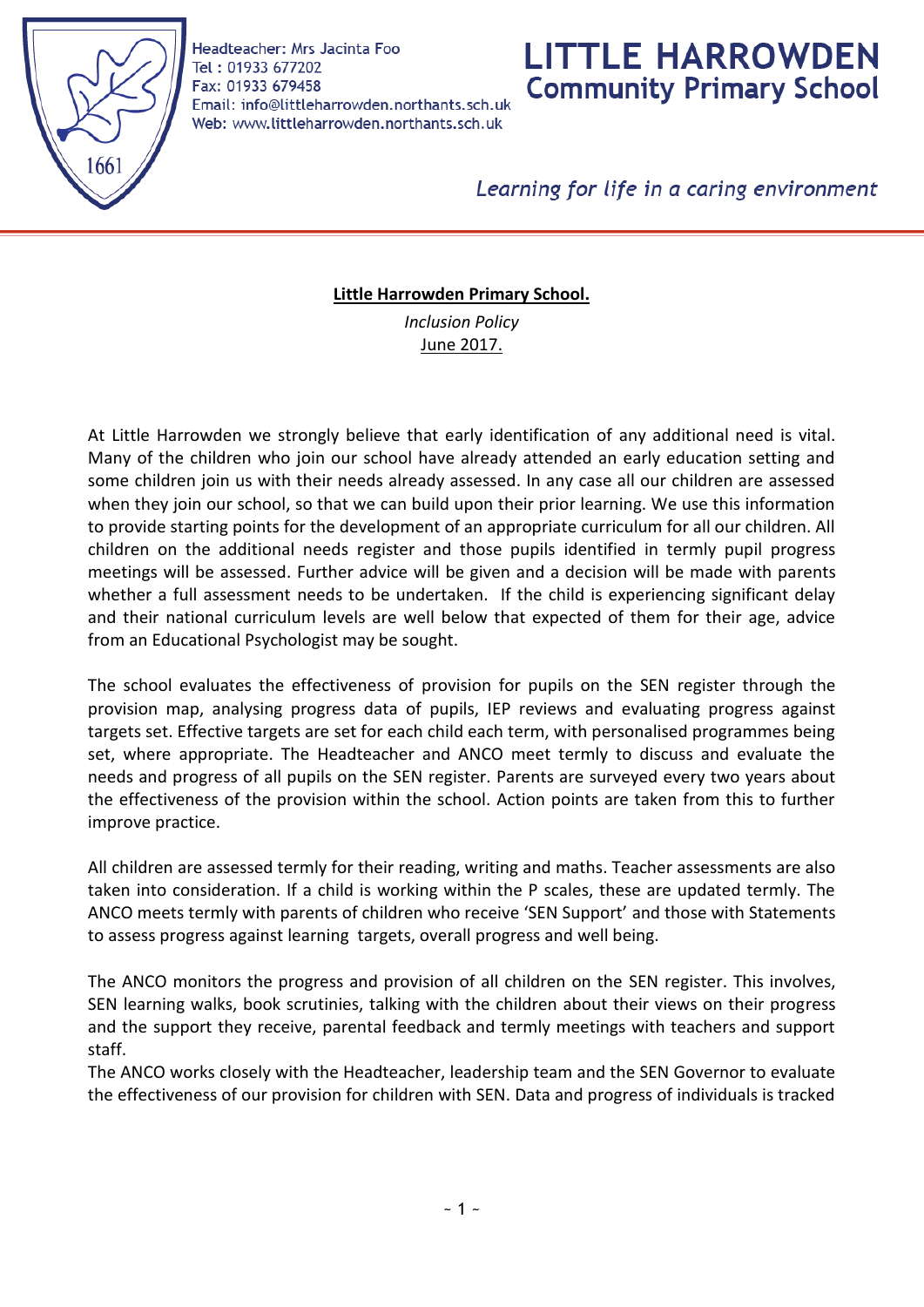Headteacher: Mrs Jacinta Foo
Tel : 01933 677202
Fax: 01933 679458
Email: info@littleharrowden.northants.sch.uk
Web: www.littleharrowden.northants.sch.uk

# LITTLE HARROWDEN Community Primary School

*Learning for life in a caring environment*

**Little Harrowden Primary School.**

*Inclusion Policy*

June 2017.

At Little Harrowden we strongly believe that early identification of any additional need is vital. Many of the children who join our school have already attended an early education setting and some children join us with their needs already assessed. In any case all our children are assessed when they join our school, so that we can build upon their prior learning. We use this information to provide starting points for the development of an appropriate curriculum for all our children. All children on the additional needs register and those pupils identified in termly pupil progress meetings will be assessed. Further advice will be given and a decision will be made with parents whether a full assessment needs to be undertaken. If the child is experiencing significant delay and their national curriculum levels are well below that expected of them for their age, advice from an Educational Psychologist may be sought.

The school evaluates the effectiveness of provision for pupils on the SEN register through the provision map, analysing progress data of pupils, IEP reviews and evaluating progress against targets set. Effective targets are set for each child each term, with personalised programmes being set, where appropriate. The Headteacher and ANCO meet termly to discuss and evaluate the needs and progress of all pupils on the SEN register. Parents are surveyed every two years about the effectiveness of the provision within the school. Action points are taken from this to further improve practice.

All children are assessed termly for their reading, writing and maths. Teacher assessments are also taken into consideration. If a child is working within the P scales, these are updated termly. The ANCO meets termly with parents of children who receive 'SEN Support' and those with Statements to assess progress against learning targets, overall progress and well being.

The ANCO monitors the progress and provision of all children on the SEN register. This involves, SEN learning walks, book scrutinies, talking with the children about their views on their progress and the support they receive, parental feedback and termly meetings with teachers and support staff.

The ANCO works closely with the Headteacher, leadership team and the SEN Governor to evaluate the effectiveness of our provision for children with SEN. Data and progress of individuals is tracked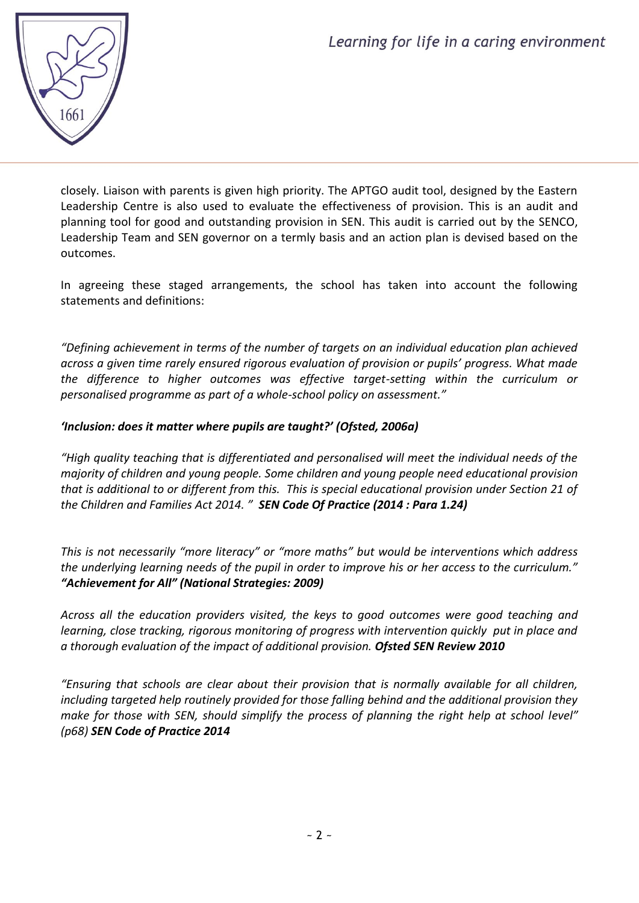closely. Liaison with parents is given high priority. The APTGO audit tool, designed by the Eastern Leadership Centre is also used to evaluate the effectiveness of provision. This is an audit and planning tool for good and outstanding provision in SEN. This audit is carried out by the SENCO, Leadership Team and SEN governor on a termly basis and an action plan is devised based on the outcomes.

In agreeing these staged arrangements, the school has taken into account the following statements and definitions:

*"Defining achievement in terms of the number of targets on an individual education plan achieved across a given time rarely ensured rigorous evaluation of provision or pupils' progress. What made the difference to higher outcomes was effective target-setting within the curriculum or personalised programme as part of a whole-school policy on assessment."*

***'Inclusion: does it matter where pupils are taught?' (Ofsted, 2006a)***

*"High quality teaching that is differentiated and personalised will meet the individual needs of the majority of children and young people. Some children and young people need educational provision that is additional to or different from this. This is special educational provision under Section 21 of the Children and Families Act 2014. "* ***SEN Code Of Practice (2014 : Para 1.24)***

*This is not necessarily "more literacy" or "more maths" but would be interventions which address the underlying learning needs of the pupil in order to improve his or her access to the curriculum."* ***"Achievement for All" (National Strategies: 2009)***

*Across all the education providers visited, the keys to good outcomes were good teaching and learning, close tracking, rigorous monitoring of progress with intervention quickly put in place and a thorough evaluation of the impact of additional provision.* ***Ofsted SEN Review 2010***

*"Ensuring that schools are clear about their provision that is normally available for all children, including targeted help routinely provided for those falling behind and the additional provision they make for those with SEN, should simplify the process of planning the right help at school level" (p68)* ***SEN Code of Practice 2014***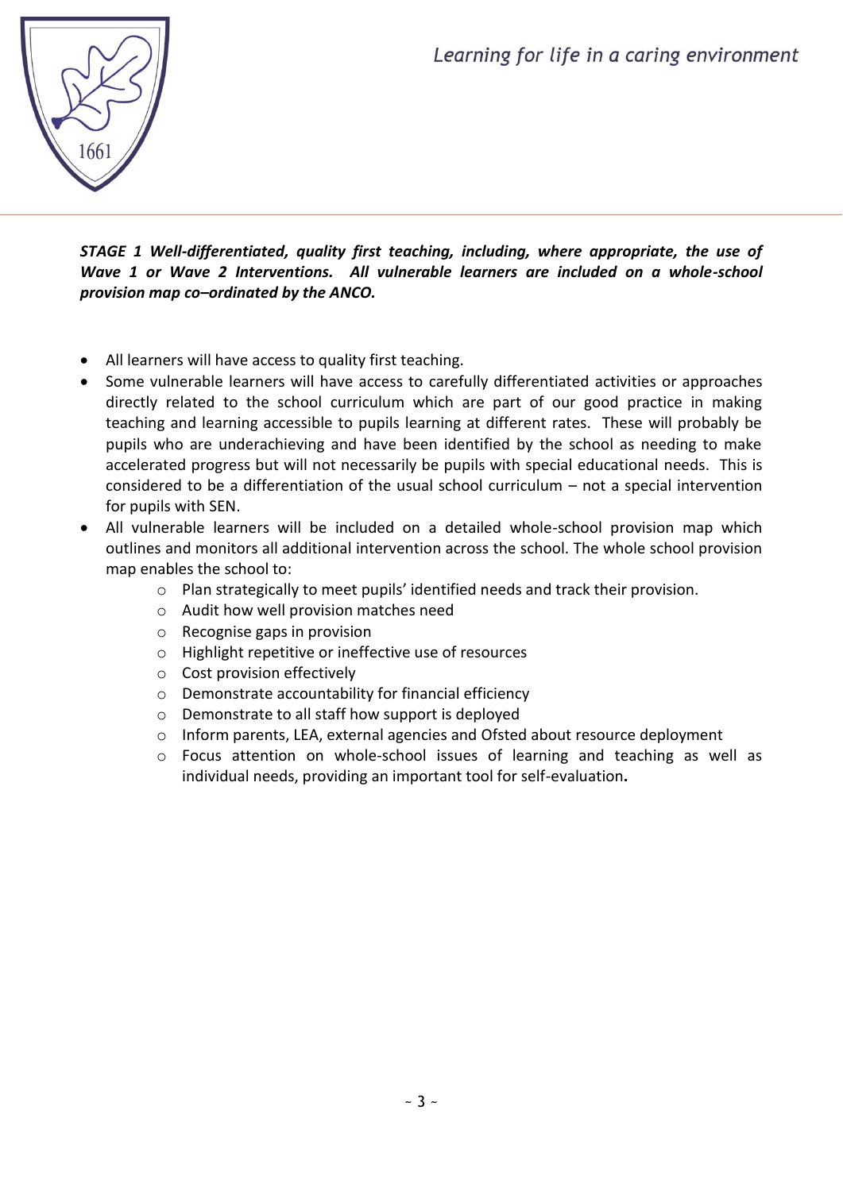***STAGE 1 Well-differentiated, quality first teaching, including, where appropriate, the use of Wave 1 or Wave 2 Interventions. All vulnerable learners are included on a whole-school provision map co–ordinated by the ANCO.***

- All learners will have access to quality first teaching.
- Some vulnerable learners will have access to carefully differentiated activities or approaches directly related to the school curriculum which are part of our good practice in making teaching and learning accessible to pupils learning at different rates. These will probably be pupils who are underachieving and have been identified by the school as needing to make accelerated progress but will not necessarily be pupils with special educational needs. This is considered to be a differentiation of the usual school curriculum – not a special intervention for pupils with SEN.
- All vulnerable learners will be included on a detailed whole-school provision map which outlines and monitors all additional intervention across the school. The whole school provision map enables the school to:
  - Plan strategically to meet pupils' identified needs and track their provision.
  - Audit how well provision matches need
  - Recognise gaps in provision
  - Highlight repetitive or ineffective use of resources
  - Cost provision effectively
  - Demonstrate accountability for financial efficiency
  - Demonstrate to all staff how support is deployed
  - Inform parents, LEA, external agencies and Ofsted about resource deployment
  - Focus attention on whole-school issues of learning and teaching as well as individual needs, providing an important tool for self-evaluation**.**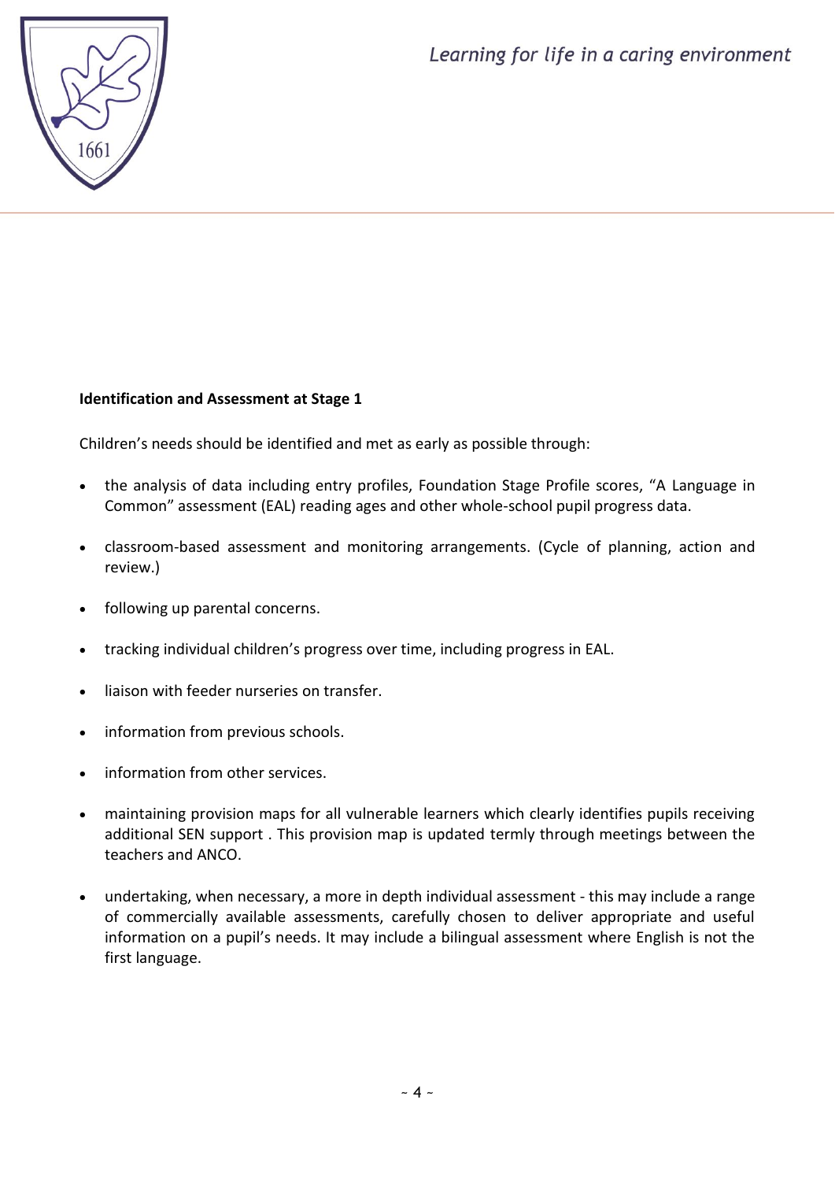**Identification and Assessment at Stage 1**

Children's needs should be identified and met as early as possible through:

- the analysis of data including entry profiles, Foundation Stage Profile scores, "A Language in Common" assessment (EAL) reading ages and other whole-school pupil progress data.
- classroom-based assessment and monitoring arrangements. (Cycle of planning, action and review.)
- following up parental concerns.
- tracking individual children's progress over time, including progress in EAL.
- liaison with feeder nurseries on transfer.
- information from previous schools.
- information from other services.
- maintaining provision maps for all vulnerable learners which clearly identifies pupils receiving additional SEN support . This provision map is updated termly through meetings between the teachers and ANCO.
- undertaking, when necessary, a more in depth individual assessment - this may include a range of commercially available assessments, carefully chosen to deliver appropriate and useful information on a pupil's needs. It may include a bilingual assessment where English is not the first language.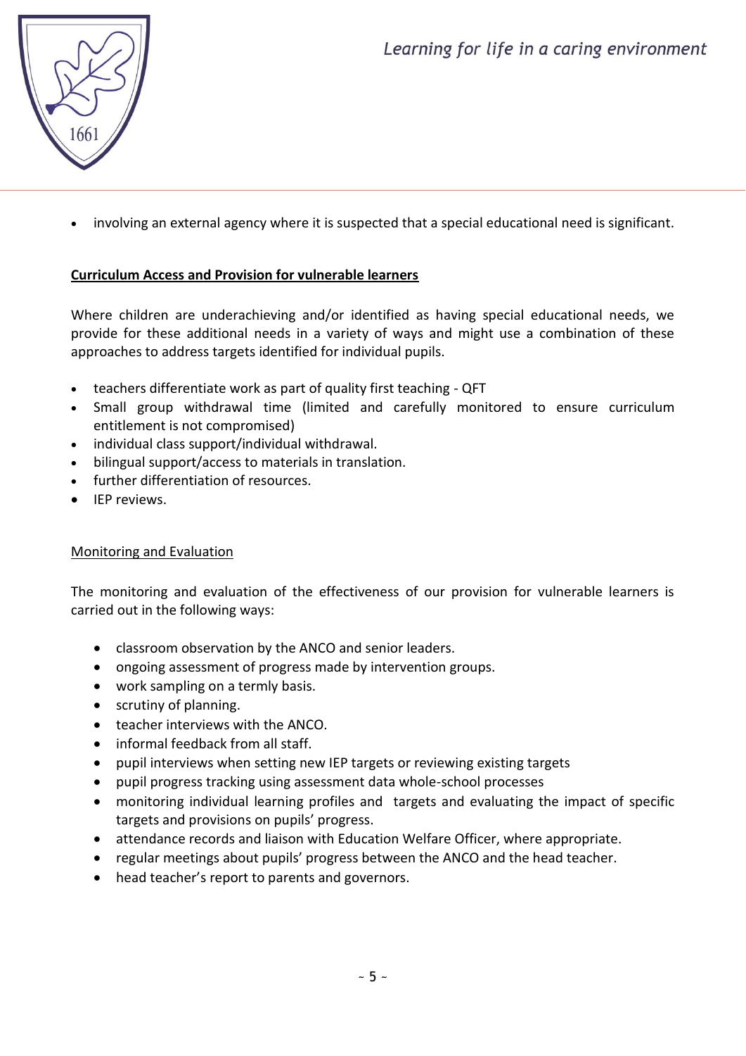- involving an external agency where it is suspected that a special educational need is significant.

**<u>Curriculum Access and Provision for vulnerable learners</u>**

Where children are underachieving and/or identified as having special educational needs, we provide for these additional needs in a variety of ways and might use a combination of these approaches to address targets identified for individual pupils.

- teachers differentiate work as part of quality first teaching - QFT
- Small group withdrawal time (limited and carefully monitored to ensure curriculum entitlement is not compromised)
- individual class support/individual withdrawal.
- bilingual support/access to materials in translation.
- further differentiation of resources.
- IEP reviews.

<u>Monitoring and Evaluation</u>

The monitoring and evaluation of the effectiveness of our provision for vulnerable learners is carried out in the following ways:

- classroom observation by the ANCO and senior leaders.
- ongoing assessment of progress made by intervention groups.
- work sampling on a termly basis.
- scrutiny of planning.
- teacher interviews with the ANCO.
- informal feedback from all staff.
- pupil interviews when setting new IEP targets or reviewing existing targets
- pupil progress tracking using assessment data whole-school processes
- monitoring individual learning profiles and targets and evaluating the impact of specific targets and provisions on pupils' progress.
- attendance records and liaison with Education Welfare Officer, where appropriate.
- regular meetings about pupils' progress between the ANCO and the head teacher.
- head teacher's report to parents and governors.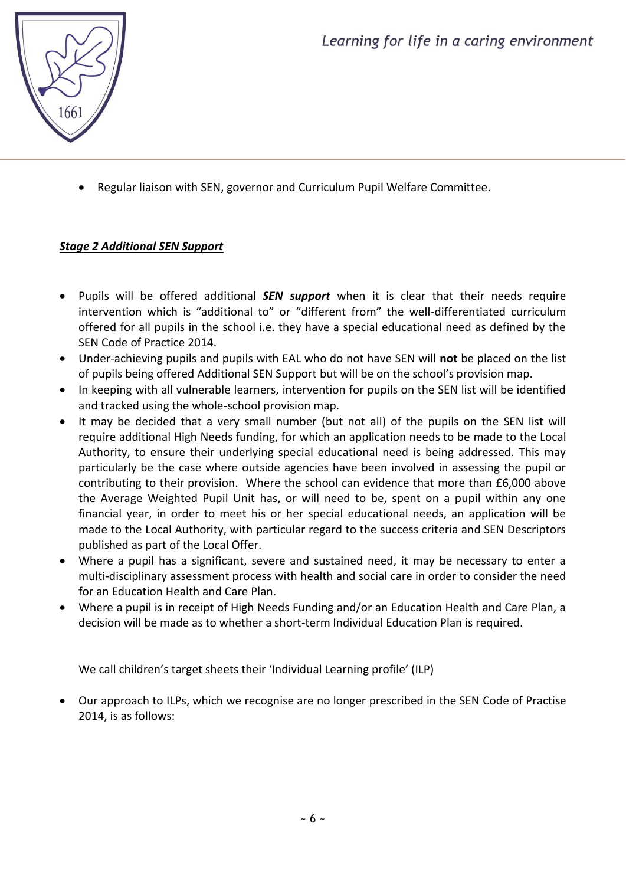- Regular liaison with SEN, governor and Curriculum Pupil Welfare Committee.

***Stage 2 Additional SEN Support***

- Pupils will be offered additional ***SEN support*** when it is clear that their needs require intervention which is "additional to" or "different from" the well-differentiated curriculum offered for all pupils in the school i.e. they have a special educational need as defined by the SEN Code of Practice 2014.
- Under-achieving pupils and pupils with EAL who do not have SEN will **not** be placed on the list of pupils being offered Additional SEN Support but will be on the school's provision map.
- In keeping with all vulnerable learners, intervention for pupils on the SEN list will be identified and tracked using the whole-school provision map.
- It may be decided that a very small number (but not all) of the pupils on the SEN list will require additional High Needs funding, for which an application needs to be made to the Local Authority, to ensure their underlying special educational need is being addressed. This may particularly be the case where outside agencies have been involved in assessing the pupil or contributing to their provision. Where the school can evidence that more than £6,000 above the Average Weighted Pupil Unit has, or will need to be, spent on a pupil within any one financial year, in order to meet his or her special educational needs, an application will be made to the Local Authority, with particular regard to the success criteria and SEN Descriptors published as part of the Local Offer.
- Where a pupil has a significant, severe and sustained need, it may be necessary to enter a multi-disciplinary assessment process with health and social care in order to consider the need for an Education Health and Care Plan.
- Where a pupil is in receipt of High Needs Funding and/or an Education Health and Care Plan, a decision will be made as to whether a short-term Individual Education Plan is required.

We call children's target sheets their 'Individual Learning profile' (ILP)

- Our approach to ILPs, which we recognise are no longer prescribed in the SEN Code of Practise 2014, is as follows: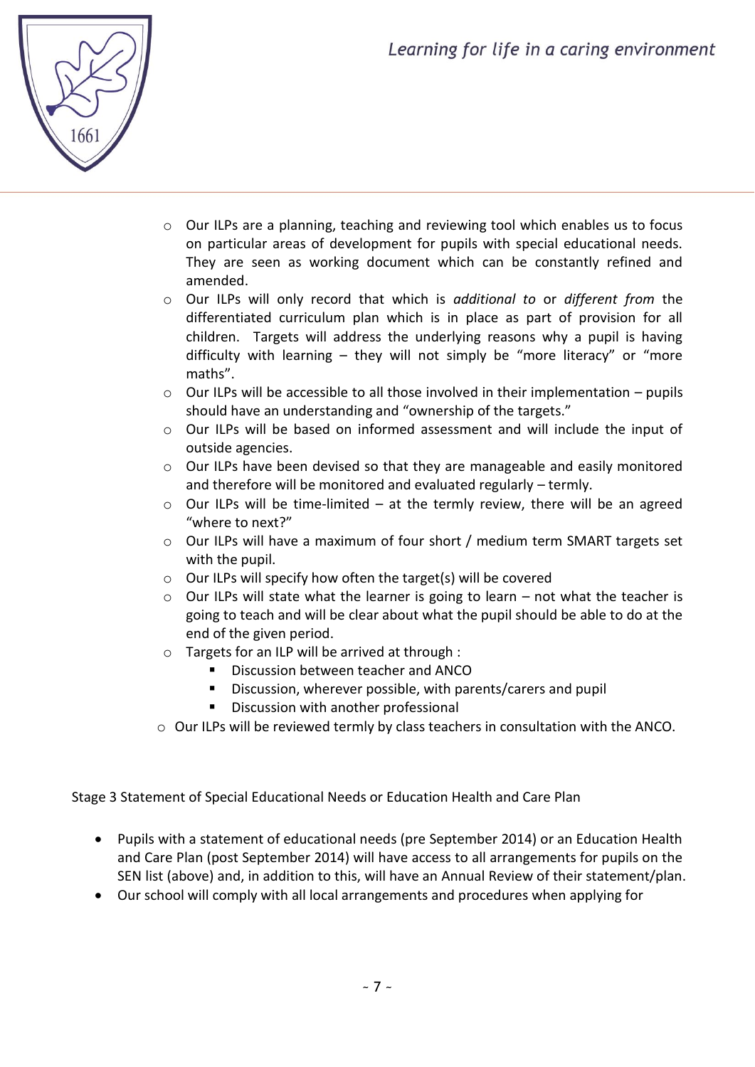- Our ILPs are a planning, teaching and reviewing tool which enables us to focus on particular areas of development for pupils with special educational needs. They are seen as working document which can be constantly refined and amended.
- Our ILPs will only record that which is *additional to* or *different from* the differentiated curriculum plan which is in place as part of provision for all children. Targets will address the underlying reasons why a pupil is having difficulty with learning – they will not simply be "more literacy" or "more maths".
- Our ILPs will be accessible to all those involved in their implementation – pupils should have an understanding and "ownership of the targets."
- Our ILPs will be based on informed assessment and will include the input of outside agencies.
- Our ILPs have been devised so that they are manageable and easily monitored and therefore will be monitored and evaluated regularly – termly.
- Our ILPs will be time-limited – at the termly review, there will be an agreed "where to next?"
- Our ILPs will have a maximum of four short / medium term SMART targets set with the pupil.
- Our ILPs will specify how often the target(s) will be covered
- Our ILPs will state what the learner is going to learn – not what the teacher is going to teach and will be clear about what the pupil should be able to do at the end of the given period.
- Targets for an ILP will be arrived at through :
  - Discussion between teacher and ANCO
  - Discussion, wherever possible, with parents/carers and pupil
  - Discussion with another professional
- Our ILPs will be reviewed termly by class teachers in consultation with the ANCO.

Stage 3 Statement of Special Educational Needs or Education Health and Care Plan

- Pupils with a statement of educational needs (pre September 2014) or an Education Health and Care Plan (post September 2014) will have access to all arrangements for pupils on the SEN list (above) and, in addition to this, will have an Annual Review of their statement/plan.
- Our school will comply with all local arrangements and procedures when applying for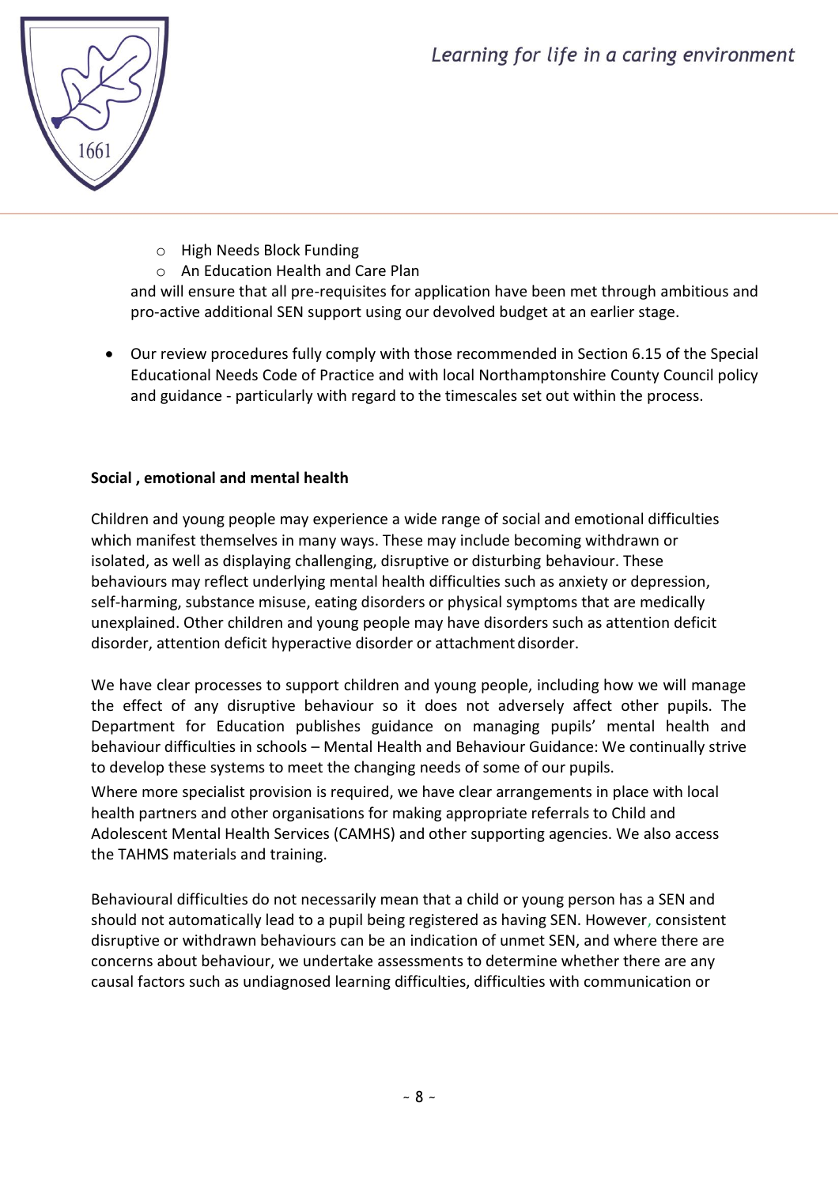- High Needs Block Funding
- An Education Health and Care Plan

and will ensure that all pre-requisites for application have been met through ambitious and pro-active additional SEN support using our devolved budget at an earlier stage.

- Our review procedures fully comply with those recommended in Section 6.15 of the Special Educational Needs Code of Practice and with local Northamptonshire County Council policy and guidance - particularly with regard to the timescales set out within the process.

**Social , emotional and mental health**

Children and young people may experience a wide range of social and emotional difficulties which manifest themselves in many ways. These may include becoming withdrawn or isolated, as well as displaying challenging, disruptive or disturbing behaviour. These behaviours may reflect underlying mental health difficulties such as anxiety or depression, self-harming, substance misuse, eating disorders or physical symptoms that are medically unexplained. Other children and young people may have disorders such as attention deficit disorder, attention deficit hyperactive disorder or attachment disorder.

We have clear processes to support children and young people, including how we will manage the effect of any disruptive behaviour so it does not adversely affect other pupils. The Department for Education publishes guidance on managing pupils' mental health and behaviour difficulties in schools – Mental Health and Behaviour Guidance: We continually strive to develop these systems to meet the changing needs of some of our pupils.

Where more specialist provision is required, we have clear arrangements in place with local health partners and other organisations for making appropriate referrals to Child and Adolescent Mental Health Services (CAMHS) and other supporting agencies. We also access the TAHMS materials and training.

Behavioural difficulties do not necessarily mean that a child or young person has a SEN and should not automatically lead to a pupil being registered as having SEN. However, consistent disruptive or withdrawn behaviours can be an indication of unmet SEN, and where there are concerns about behaviour, we undertake assessments to determine whether there are any causal factors such as undiagnosed learning difficulties, difficulties with communication or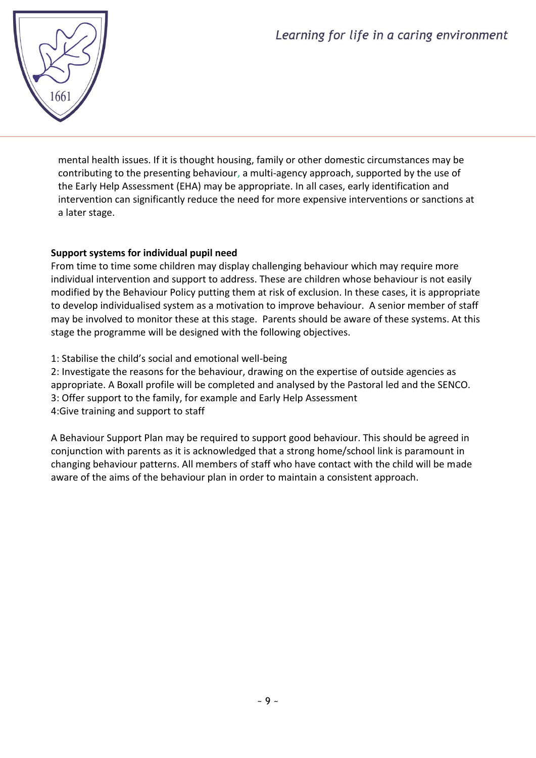mental health issues. If it is thought housing, family or other domestic circumstances may be contributing to the presenting behaviour, a multi-agency approach, supported by the use of the Early Help Assessment (EHA) may be appropriate. In all cases, early identification and intervention can significantly reduce the need for more expensive interventions or sanctions at a later stage.

**Support systems for individual pupil need**

From time to time some children may display challenging behaviour which may require more individual intervention and support to address. These are children whose behaviour is not easily modified by the Behaviour Policy putting them at risk of exclusion. In these cases, it is appropriate to develop individualised system as a motivation to improve behaviour. A senior member of staff may be involved to monitor these at this stage. Parents should be aware of these systems. At this stage the programme will be designed with the following objectives.

1: Stabilise the child's social and emotional well-being
2: Investigate the reasons for the behaviour, drawing on the expertise of outside agencies as appropriate. A Boxall profile will be completed and analysed by the Pastoral led and the SENCO.
3: Offer support to the family, for example and Early Help Assessment
4:Give training and support to staff

A Behaviour Support Plan may be required to support good behaviour. This should be agreed in conjunction with parents as it is acknowledged that a strong home/school link is paramount in changing behaviour patterns. All members of staff who have contact with the child will be made aware of the aims of the behaviour plan in order to maintain a consistent approach.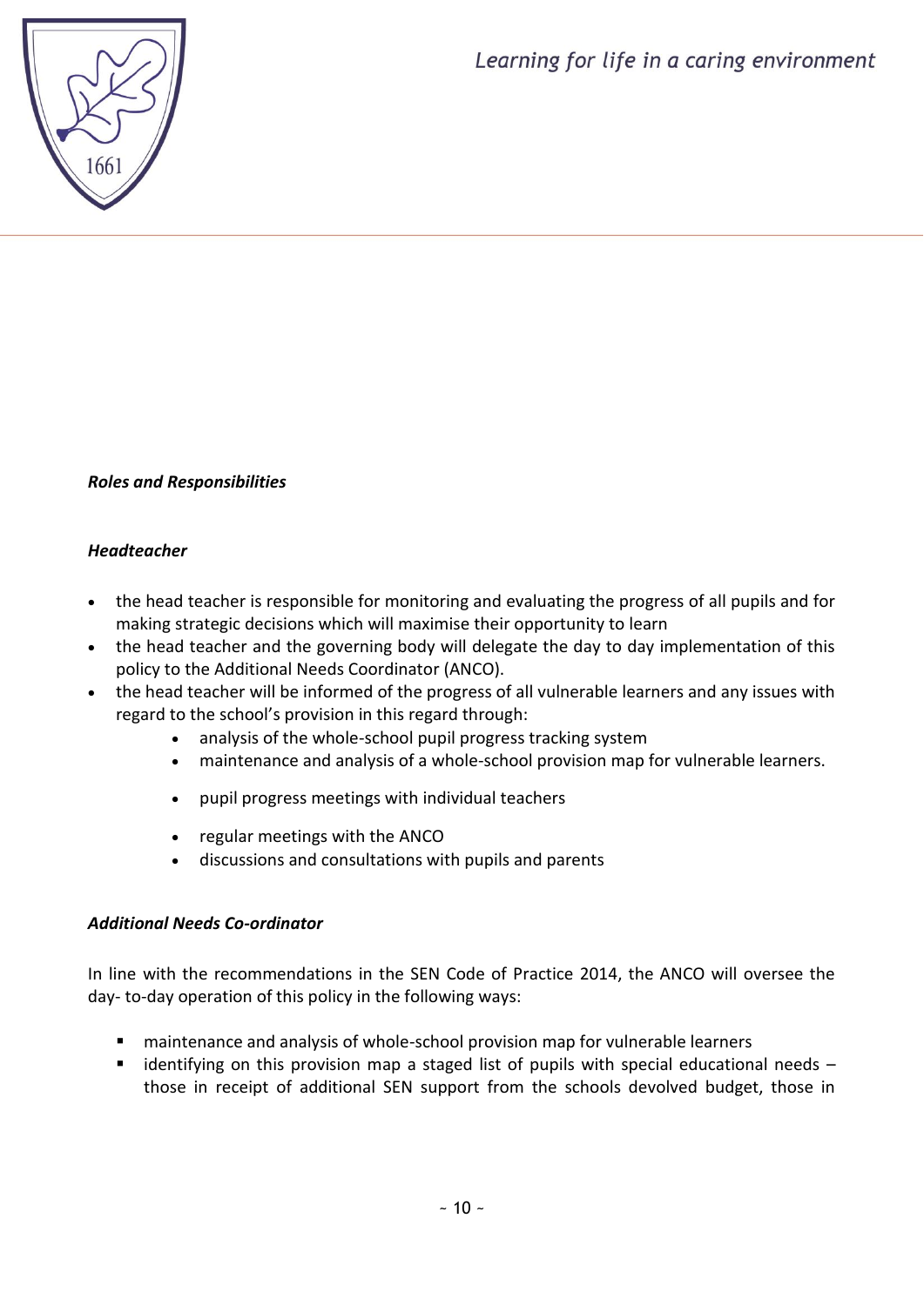***Roles and Responsibilities***

***Headteacher***

- the head teacher is responsible for monitoring and evaluating the progress of all pupils and for making strategic decisions which will maximise their opportunity to learn
- the head teacher and the governing body will delegate the day to day implementation of this policy to the Additional Needs Coordinator (ANCO).
- the head teacher will be informed of the progress of all vulnerable learners and any issues with regard to the school's provision in this regard through:
    - analysis of the whole-school pupil progress tracking system
    - maintenance and analysis of a whole-school provision map for vulnerable learners.
    - pupil progress meetings with individual teachers
    - regular meetings with the ANCO
    - discussions and consultations with pupils and parents

***Additional Needs Co-ordinator***

In line with the recommendations in the SEN Code of Practice 2014, the ANCO will oversee the day- to-day operation of this policy in the following ways:

- maintenance and analysis of whole-school provision map for vulnerable learners
- identifying on this provision map a staged list of pupils with special educational needs – those in receipt of additional SEN support from the schools devolved budget, those in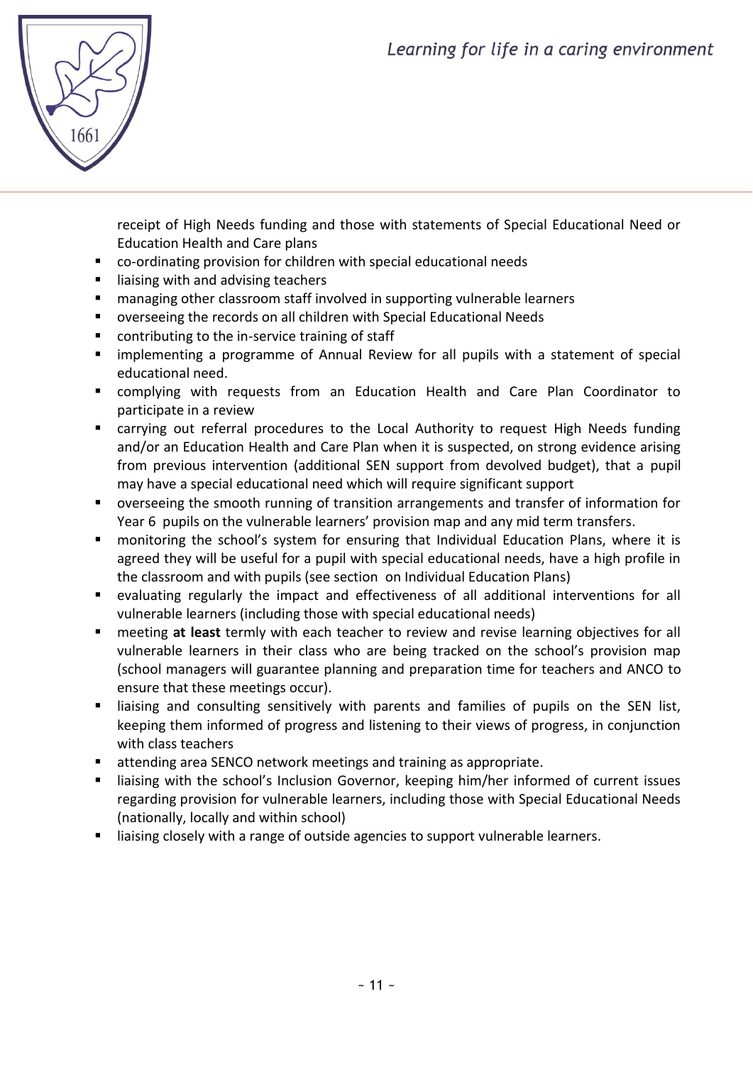receipt of High Needs funding and those with statements of Special Educational Need or Education Health and Care plans

- co-ordinating provision for children with special educational needs
- liaising with and advising teachers
- managing other classroom staff involved in supporting vulnerable learners
- overseeing the records on all children with Special Educational Needs
- contributing to the in-service training of staff
- implementing a programme of Annual Review for all pupils with a statement of special educational need.
- complying with requests from an Education Health and Care Plan Coordinator to participate in a review
- carrying out referral procedures to the Local Authority to request High Needs funding and/or an Education Health and Care Plan when it is suspected, on strong evidence arising from previous intervention (additional SEN support from devolved budget), that a pupil may have a special educational need which will require significant support
- overseeing the smooth running of transition arrangements and transfer of information for Year 6 pupils on the vulnerable learners' provision map and any mid term transfers.
- monitoring the school's system for ensuring that Individual Education Plans, where it is agreed they will be useful for a pupil with special educational needs, have a high profile in the classroom and with pupils (see section on Individual Education Plans)
- evaluating regularly the impact and effectiveness of all additional interventions for all vulnerable learners (including those with special educational needs)
- meeting **at least** termly with each teacher to review and revise learning objectives for all vulnerable learners in their class who are being tracked on the school's provision map (school managers will guarantee planning and preparation time for teachers and ANCO to ensure that these meetings occur).
- liaising and consulting sensitively with parents and families of pupils on the SEN list, keeping them informed of progress and listening to their views of progress, in conjunction with class teachers
- attending area SENCO network meetings and training as appropriate.
- liaising with the school's Inclusion Governor, keeping him/her informed of current issues regarding provision for vulnerable learners, including those with Special Educational Needs (nationally, locally and within school)
- liaising closely with a range of outside agencies to support vulnerable learners.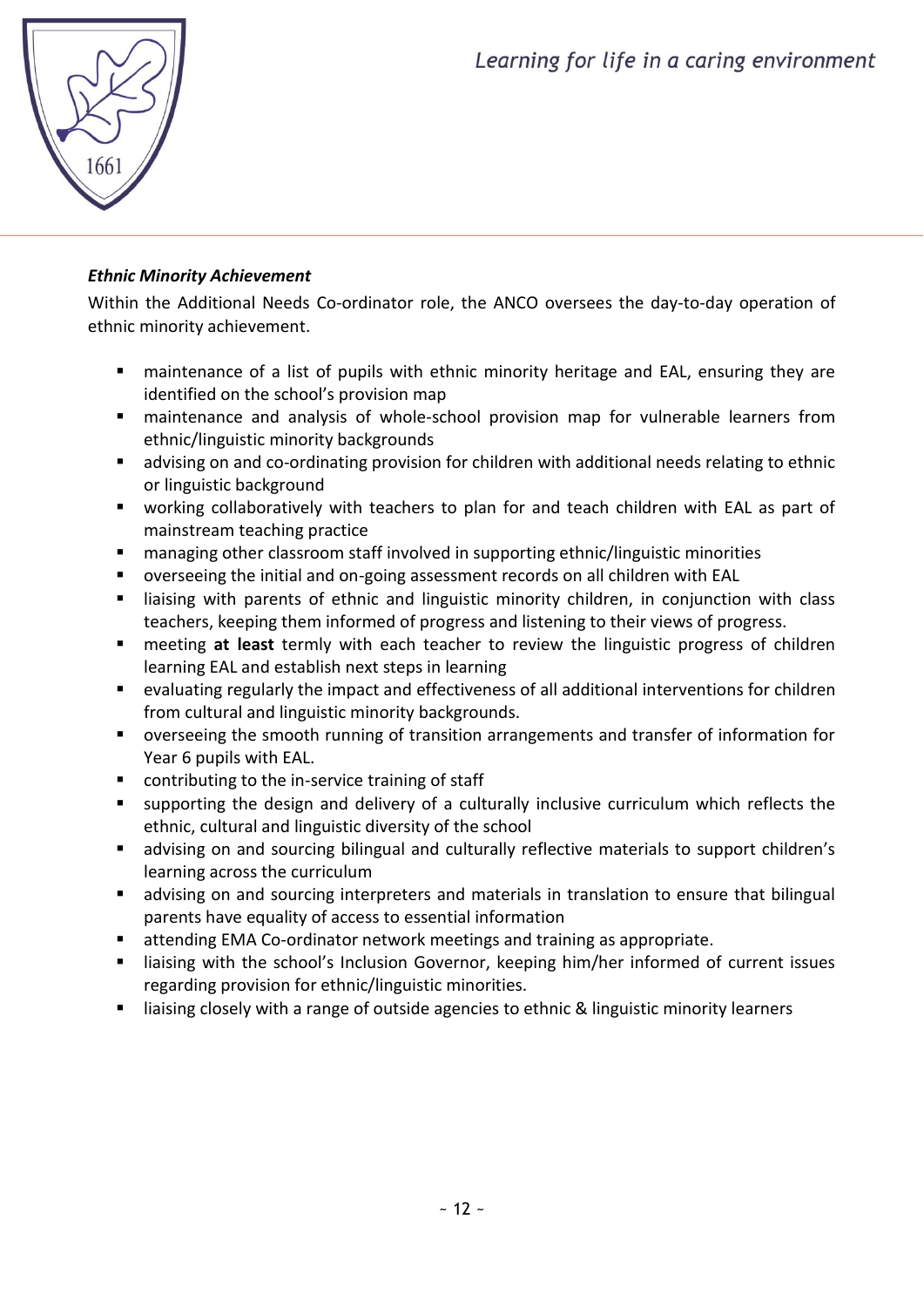***Ethnic Minority Achievement***

Within the Additional Needs Co-ordinator role, the ANCO oversees the day-to-day operation of ethnic minority achievement.

- maintenance of a list of pupils with ethnic minority heritage and EAL, ensuring they are identified on the school's provision map
- maintenance and analysis of whole-school provision map for vulnerable learners from ethnic/linguistic minority backgrounds
- advising on and co-ordinating provision for children with additional needs relating to ethnic or linguistic background
- working collaboratively with teachers to plan for and teach children with EAL as part of mainstream teaching practice
- managing other classroom staff involved in supporting ethnic/linguistic minorities
- overseeing the initial and on-going assessment records on all children with EAL
- liaising with parents of ethnic and linguistic minority children, in conjunction with class teachers, keeping them informed of progress and listening to their views of progress.
- meeting **at least** termly with each teacher to review the linguistic progress of children learning EAL and establish next steps in learning
- evaluating regularly the impact and effectiveness of all additional interventions for children from cultural and linguistic minority backgrounds.
- overseeing the smooth running of transition arrangements and transfer of information for Year 6 pupils with EAL.
- contributing to the in-service training of staff
- supporting the design and delivery of a culturally inclusive curriculum which reflects the ethnic, cultural and linguistic diversity of the school
- advising on and sourcing bilingual and culturally reflective materials to support children's learning across the curriculum
- advising on and sourcing interpreters and materials in translation to ensure that bilingual parents have equality of access to essential information
- attending EMA Co-ordinator network meetings and training as appropriate.
- liaising with the school's Inclusion Governor, keeping him/her informed of current issues regarding provision for ethnic/linguistic minorities.
- liaising closely with a range of outside agencies to ethnic & linguistic minority learners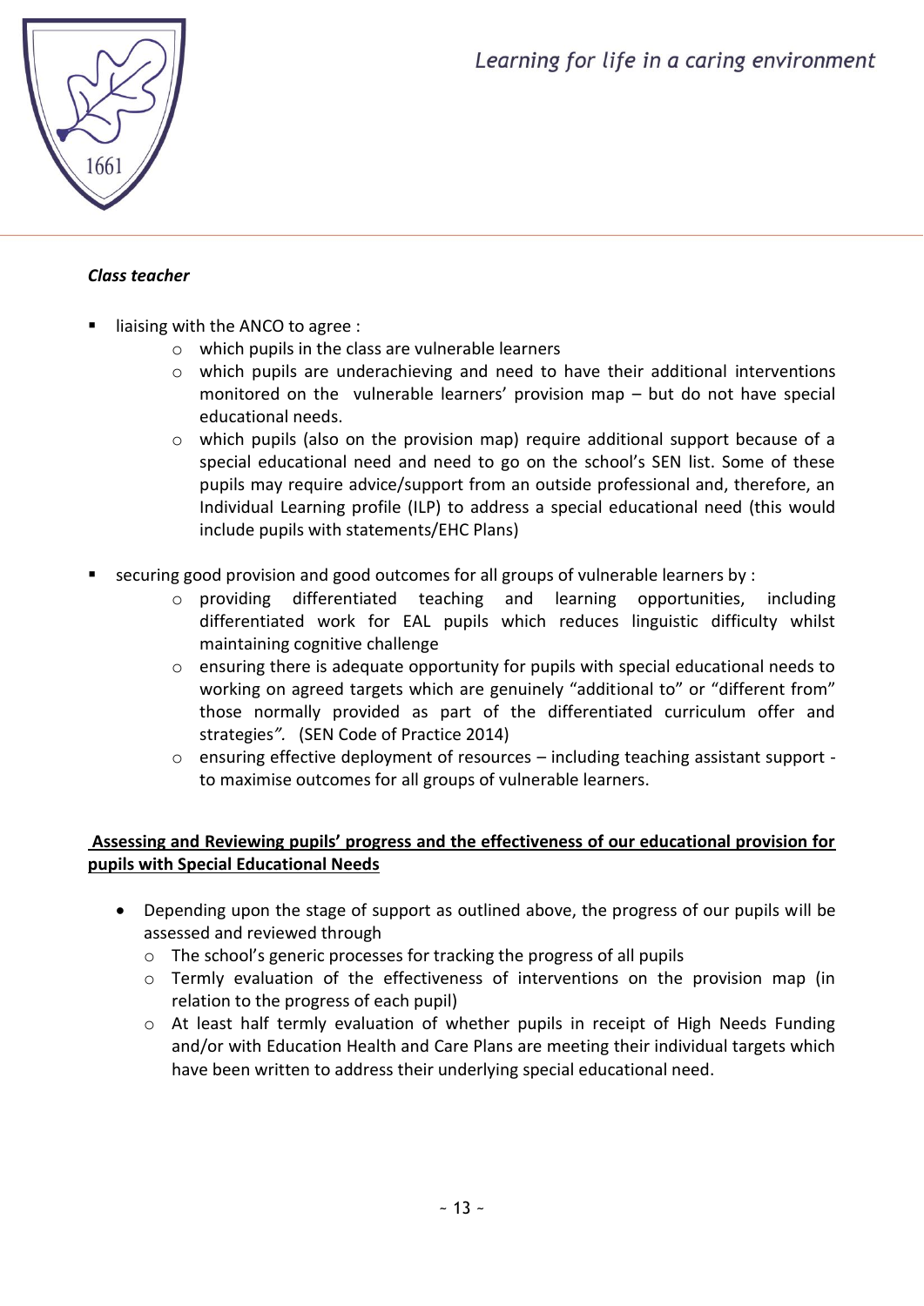***Class teacher***

- liaising with the ANCO to agree :
  - which pupils in the class are vulnerable learners
  - which pupils are underachieving and need to have their additional interventions monitored on the vulnerable learners' provision map – but do not have special educational needs.
  - which pupils (also on the provision map) require additional support because of a special educational need and need to go on the school's SEN list. Some of these pupils may require advice/support from an outside professional and, therefore, an Individual Learning profile (ILP) to address a special educational need (this would include pupils with statements/EHC Plans)

- securing good provision and good outcomes for all groups of vulnerable learners by :
  - providing differentiated teaching and learning opportunities, including differentiated work for EAL pupils which reduces linguistic difficulty whilst maintaining cognitive challenge
  - ensuring there is adequate opportunity for pupils with special educational needs to working on agreed targets which are genuinely "additional to" or "different from" those normally provided as part of the differentiated curriculum offer and strategies*".* (SEN Code of Practice 2014)
  - ensuring effective deployment of resources – including teaching assistant support - to maximise outcomes for all groups of vulnerable learners.

**Assessing and Reviewing pupils' progress and the effectiveness of our educational provision for pupils with Special Educational Needs**

- Depending upon the stage of support as outlined above, the progress of our pupils will be assessed and reviewed through
  - The school's generic processes for tracking the progress of all pupils
  - Termly evaluation of the effectiveness of interventions on the provision map (in relation to the progress of each pupil)
  - At least half termly evaluation of whether pupils in receipt of High Needs Funding and/or with Education Health and Care Plans are meeting their individual targets which have been written to address their underlying special educational need.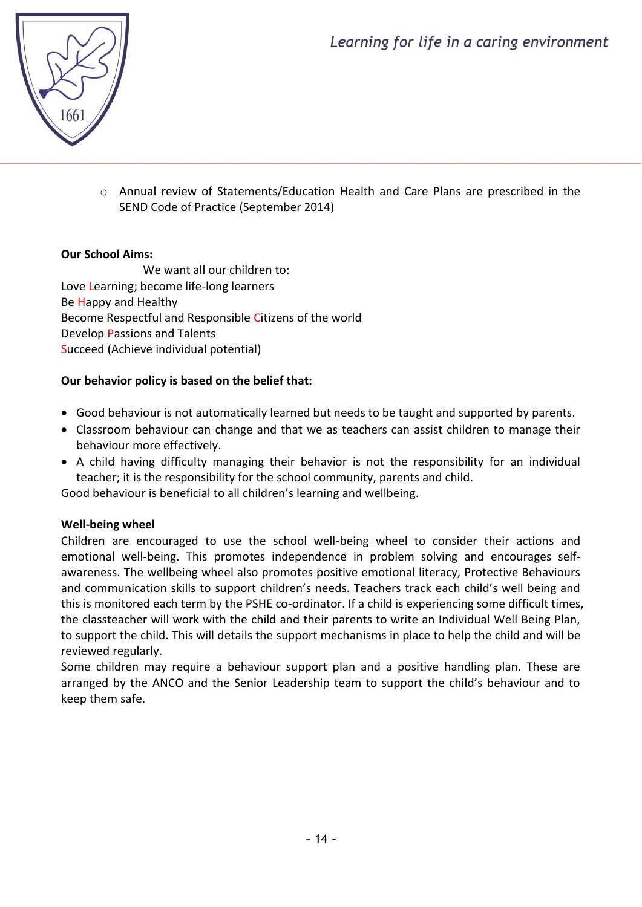- Annual review of Statements/Education Health and Care Plans are prescribed in the SEND Code of Practice (September 2014)

**Our School Aims:**

We want all our children to:

Love Learning; become life-long learners
Be Happy and Healthy
Become Respectful and Responsible Citizens of the world
Develop Passions and Talents
Succeed (Achieve individual potential)

**Our behavior policy is based on the belief that:**

- Good behaviour is not automatically learned but needs to be taught and supported by parents.
- Classroom behaviour can change and that we as teachers can assist children to manage their behaviour more effectively.
- A child having difficulty managing their behavior is not the responsibility for an individual teacher; it is the responsibility for the school community, parents and child.

Good behaviour is beneficial to all children's learning and wellbeing.

**Well-being wheel**

Children are encouraged to use the school well-being wheel to consider their actions and emotional well-being. This promotes independence in problem solving and encourages self-awareness. The wellbeing wheel also promotes positive emotional literacy, Protective Behaviours and communication skills to support children's needs. Teachers track each child's well being and this is monitored each term by the PSHE co-ordinator. If a child is experiencing some difficult times, the classteacher will work with the child and their parents to write an Individual Well Being Plan, to support the child. This will details the support mechanisms in place to help the child and will be reviewed regularly.

Some children may require a behaviour support plan and a positive handling plan. These are arranged by the ANCO and the Senior Leadership team to support the child's behaviour and to keep them safe.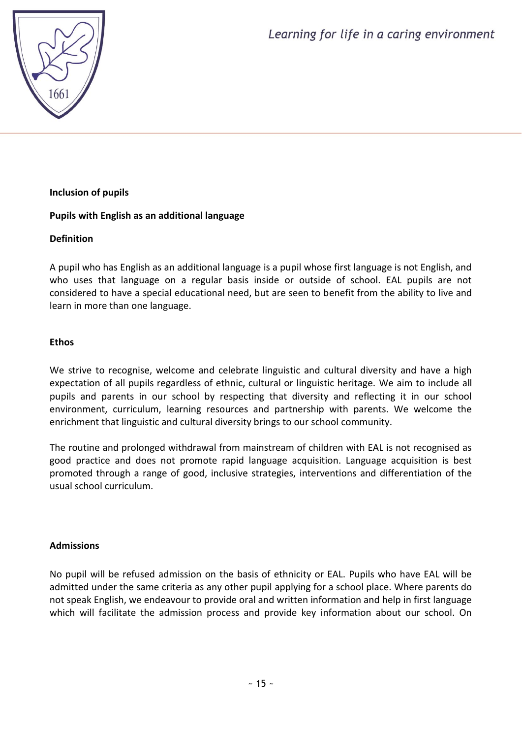**Inclusion of pupils**

**Pupils with English as an additional language**

**Definition**

A pupil who has English as an additional language is a pupil whose first language is not English, and who uses that language on a regular basis inside or outside of school. EAL pupils are not considered to have a special educational need, but are seen to benefit from the ability to live and learn in more than one language.

**Ethos**

We strive to recognise, welcome and celebrate linguistic and cultural diversity and have a high expectation of all pupils regardless of ethnic, cultural or linguistic heritage. We aim to include all pupils and parents in our school by respecting that diversity and reflecting it in our school environment, curriculum, learning resources and partnership with parents. We welcome the enrichment that linguistic and cultural diversity brings to our school community.

The routine and prolonged withdrawal from mainstream of children with EAL is not recognised as good practice and does not promote rapid language acquisition. Language acquisition is best promoted through a range of good, inclusive strategies, interventions and differentiation of the usual school curriculum.

**Admissions**

No pupil will be refused admission on the basis of ethnicity or EAL. Pupils who have EAL will be admitted under the same criteria as any other pupil applying for a school place. Where parents do not speak English, we endeavour to provide oral and written information and help in first language which will facilitate the admission process and provide key information about our school. On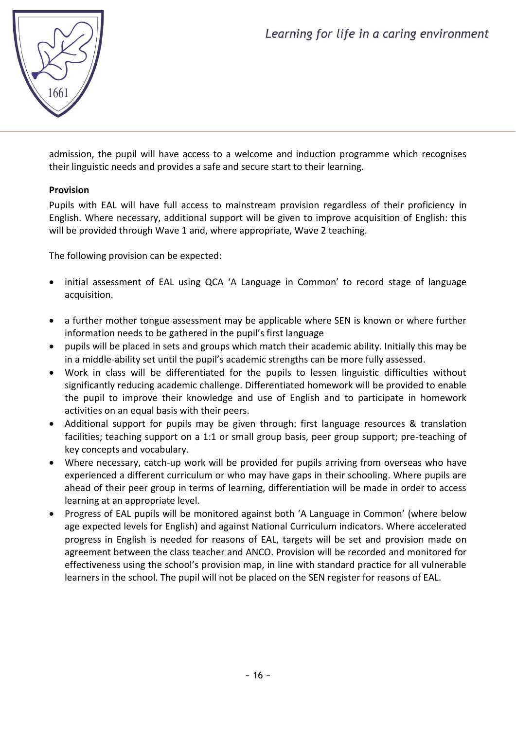admission, the pupil will have access to a welcome and induction programme which recognises their linguistic needs and provides a safe and secure start to their learning.

**Provision**

Pupils with EAL will have full access to mainstream provision regardless of their proficiency in English. Where necessary, additional support will be given to improve acquisition of English: this will be provided through Wave 1 and, where appropriate, Wave 2 teaching.

The following provision can be expected:

- initial assessment of EAL using QCA 'A Language in Common' to record stage of language acquisition.
- a further mother tongue assessment may be applicable where SEN is known or where further information needs to be gathered in the pupil's first language
- pupils will be placed in sets and groups which match their academic ability. Initially this may be in a middle-ability set until the pupil's academic strengths can be more fully assessed.
- Work in class will be differentiated for the pupils to lessen linguistic difficulties without significantly reducing academic challenge. Differentiated homework will be provided to enable the pupil to improve their knowledge and use of English and to participate in homework activities on an equal basis with their peers.
- Additional support for pupils may be given through: first language resources & translation facilities; teaching support on a 1:1 or small group basis, peer group support; pre-teaching of key concepts and vocabulary.
- Where necessary, catch-up work will be provided for pupils arriving from overseas who have experienced a different curriculum or who may have gaps in their schooling. Where pupils are ahead of their peer group in terms of learning, differentiation will be made in order to access learning at an appropriate level.
- Progress of EAL pupils will be monitored against both 'A Language in Common' (where below age expected levels for English) and against National Curriculum indicators. Where accelerated progress in English is needed for reasons of EAL, targets will be set and provision made on agreement between the class teacher and ANCO. Provision will be recorded and monitored for effectiveness using the school's provision map, in line with standard practice for all vulnerable learners in the school. The pupil will not be placed on the SEN register for reasons of EAL.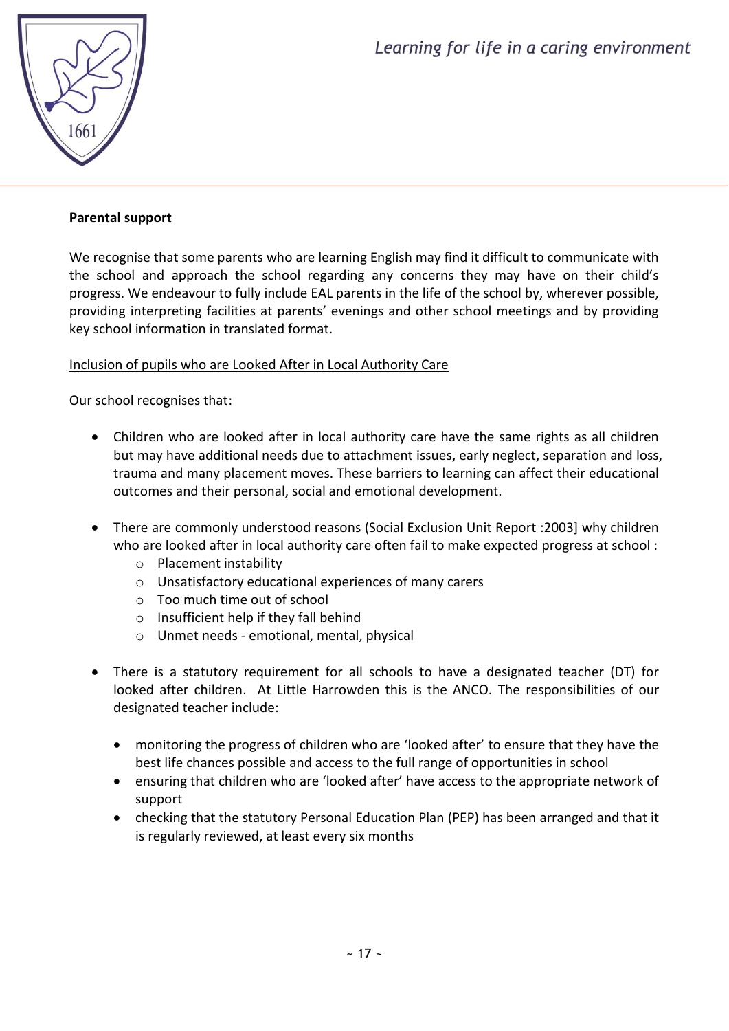**Parental support**

We recognise that some parents who are learning English may find it difficult to communicate with the school and approach the school regarding any concerns they may have on their child's progress. We endeavour to fully include EAL parents in the life of the school by, wherever possible, providing interpreting facilities at parents' evenings and other school meetings and by providing key school information in translated format.

<u>Inclusion of pupils who are Looked After in Local Authority Care</u>

Our school recognises that:

- Children who are looked after in local authority care have the same rights as all children but may have additional needs due to attachment issues, early neglect, separation and loss, trauma and many placement moves. These barriers to learning can affect their educational outcomes and their personal, social and emotional development.

- There are commonly understood reasons (Social Exclusion Unit Report :2003] why children who are looked after in local authority care often fail to make expected progress at school :
  - Placement instability
  - Unsatisfactory educational experiences of many carers
  - Too much time out of school
  - Insufficient help if they fall behind
  - Unmet needs - emotional, mental, physical

- There is a statutory requirement for all schools to have a designated teacher (DT) for looked after children. At Little Harrowden this is the ANCO. The responsibilities of our designated teacher include:

  - monitoring the progress of children who are 'looked after' to ensure that they have the best life chances possible and access to the full range of opportunities in school
  - ensuring that children who are 'looked after' have access to the appropriate network of support
  - checking that the statutory Personal Education Plan (PEP) has been arranged and that it is regularly reviewed, at least every six months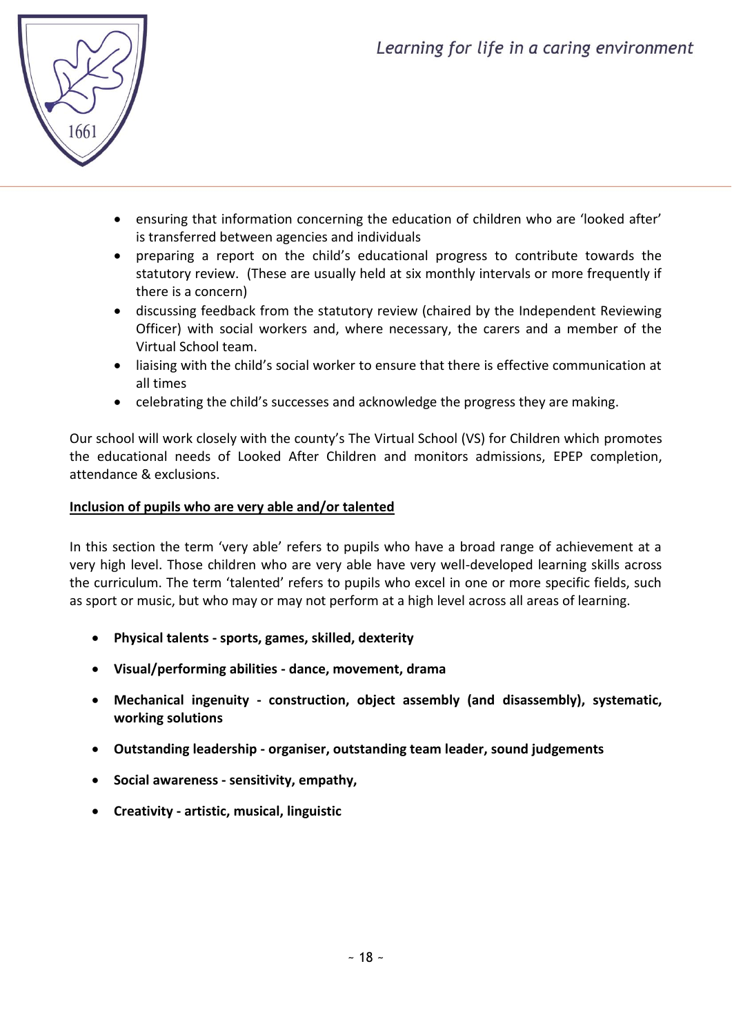- ensuring that information concerning the education of children who are 'looked after' is transferred between agencies and individuals
- preparing a report on the child's educational progress to contribute towards the statutory review. (These are usually held at six monthly intervals or more frequently if there is a concern)
- discussing feedback from the statutory review (chaired by the Independent Reviewing Officer) with social workers and, where necessary, the carers and a member of the Virtual School team.
- liaising with the child's social worker to ensure that there is effective communication at all times
- celebrating the child's successes and acknowledge the progress they are making.

Our school will work closely with the county's The Virtual School (VS) for Children which promotes the educational needs of Looked After Children and monitors admissions, EPEP completion, attendance & exclusions.

**Inclusion of pupils who are very able and/or talented**

In this section the term 'very able' refers to pupils who have a broad range of achievement at a very high level. Those children who are very able have very well-developed learning skills across the curriculum. The term 'talented' refers to pupils who excel in one or more specific fields, such as sport or music, but who may or may not perform at a high level across all areas of learning.

- **Physical talents - sports, games, skilled, dexterity**
- **Visual/performing abilities - dance, movement, drama**
- **Mechanical ingenuity - construction, object assembly (and disassembly), systematic, working solutions**
- **Outstanding leadership - organiser, outstanding team leader, sound judgements**
- **Social awareness - sensitivity, empathy,**
- **Creativity - artistic, musical, linguistic**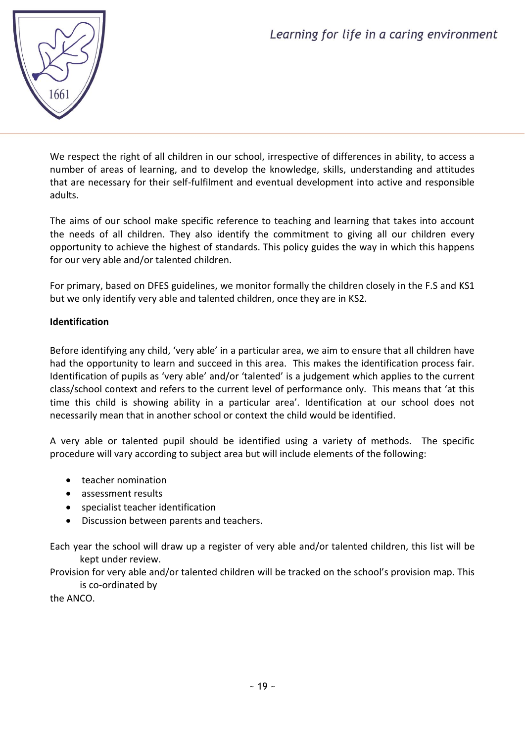We respect the right of all children in our school, irrespective of differences in ability, to access a number of areas of learning, and to develop the knowledge, skills, understanding and attitudes that are necessary for their self-fulfilment and eventual development into active and responsible adults.

The aims of our school make specific reference to teaching and learning that takes into account the needs of all children. They also identify the commitment to giving all our children every opportunity to achieve the highest of standards. This policy guides the way in which this happens for our very able and/or talented children.

For primary, based on DFES guidelines, we monitor formally the children closely in the F.S and KS1 but we only identify very able and talented children, once they are in KS2.

**Identification**

Before identifying any child, 'very able' in a particular area, we aim to ensure that all children have had the opportunity to learn and succeed in this area. This makes the identification process fair. Identification of pupils as 'very able' and/or 'talented' is a judgement which applies to the current class/school context and refers to the current level of performance only. This means that 'at this time this child is showing ability in a particular area'. Identification at our school does not necessarily mean that in another school or context the child would be identified.

A very able or talented pupil should be identified using a variety of methods. The specific procedure will vary according to subject area but will include elements of the following:

- teacher nomination
- assessment results
- specialist teacher identification
- Discussion between parents and teachers.

Each year the school will draw up a register of very able and/or talented children, this list will be kept under review.

Provision for very able and/or talented children will be tracked on the school's provision map. This is co-ordinated by the ANCO.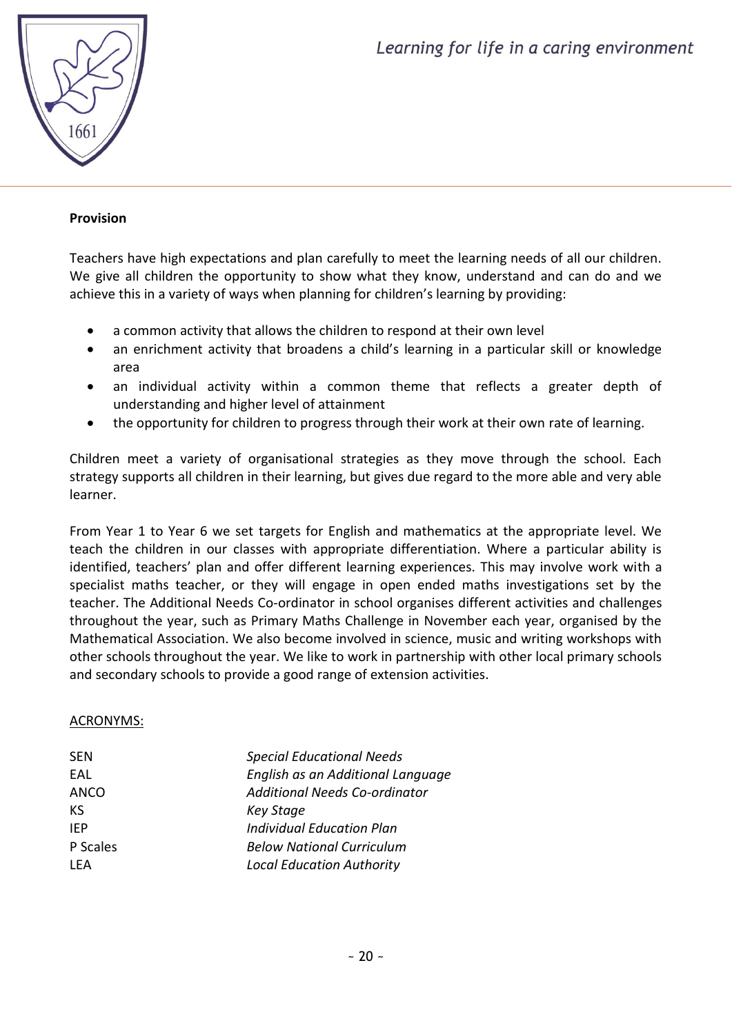**Provision**

Teachers have high expectations and plan carefully to meet the learning needs of all our children. We give all children the opportunity to show what they know, understand and can do and we achieve this in a variety of ways when planning for children's learning by providing:

- a common activity that allows the children to respond at their own level
- an enrichment activity that broadens a child's learning in a particular skill or knowledge area
- an individual activity within a common theme that reflects a greater depth of understanding and higher level of attainment
- the opportunity for children to progress through their work at their own rate of learning.

Children meet a variety of organisational strategies as they move through the school. Each strategy supports all children in their learning, but gives due regard to the more able and very able learner.

From Year 1 to Year 6 we set targets for English and mathematics at the appropriate level. We teach the children in our classes with appropriate differentiation. Where a particular ability is identified, teachers' plan and offer different learning experiences. This may involve work with a specialist maths teacher, or they will engage in open ended maths investigations set by the teacher. The Additional Needs Co-ordinator in school organises different activities and challenges throughout the year, such as Primary Maths Challenge in November each year, organised by the Mathematical Association. We also become involved in science, music and writing workshops with other schools throughout the year. We like to work in partnership with other local primary schools and secondary schools to provide a good range of extension activities.

<u>ACRONYMS:</u>

| | |
|---|---|
| SEN | *Special Educational Needs* |
| EAL | *English as an Additional Language* |
| ANCO | *Additional Needs Co-ordinator* |
| KS | *Key Stage* |
| IEP | *Individual Education Plan* |
| P Scales | *Below National Curriculum* |
| LEA | *Local Education Authority* |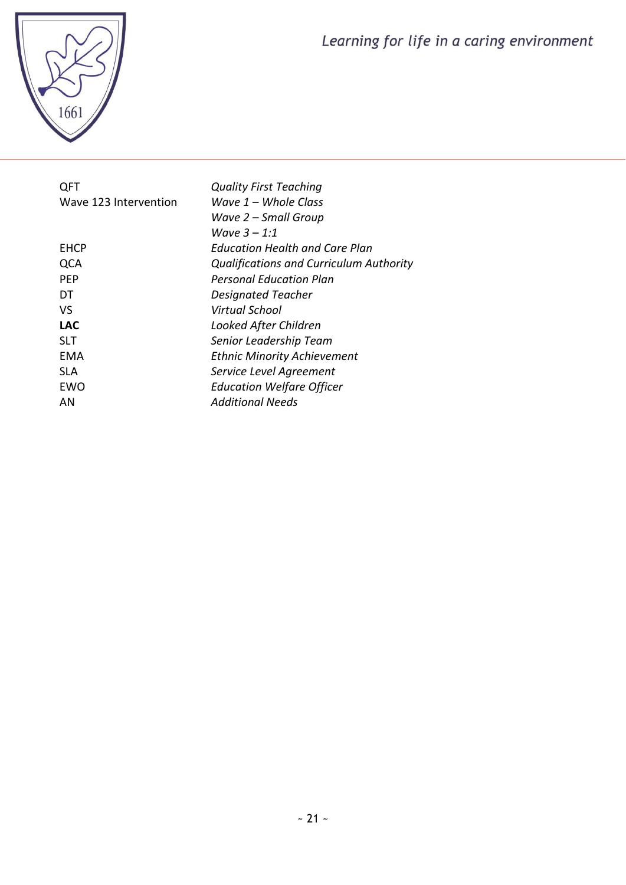| | |
|---|---|
| QFT | *Quality First Teaching* |
| Wave 123 Intervention | *Wave 1 – Whole Class* |
| | *Wave 2 – Small Group* |
| | *Wave 3 – 1:1* |
| EHCP | *Education Health and Care Plan* |
| QCA | *Qualifications and Curriculum Authority* |
| PEP | *Personal Education Plan* |
| DT | *Designated Teacher* |
| VS | *Virtual School* |
| **LAC** | *Looked After Children* |
| SLT | *Senior Leadership Team* |
| EMA | *Ethnic Minority Achievement* |
| SLA | *Service Level Agreement* |
| EWO | *Education Welfare Officer* |
| AN | *Additional Needs* |